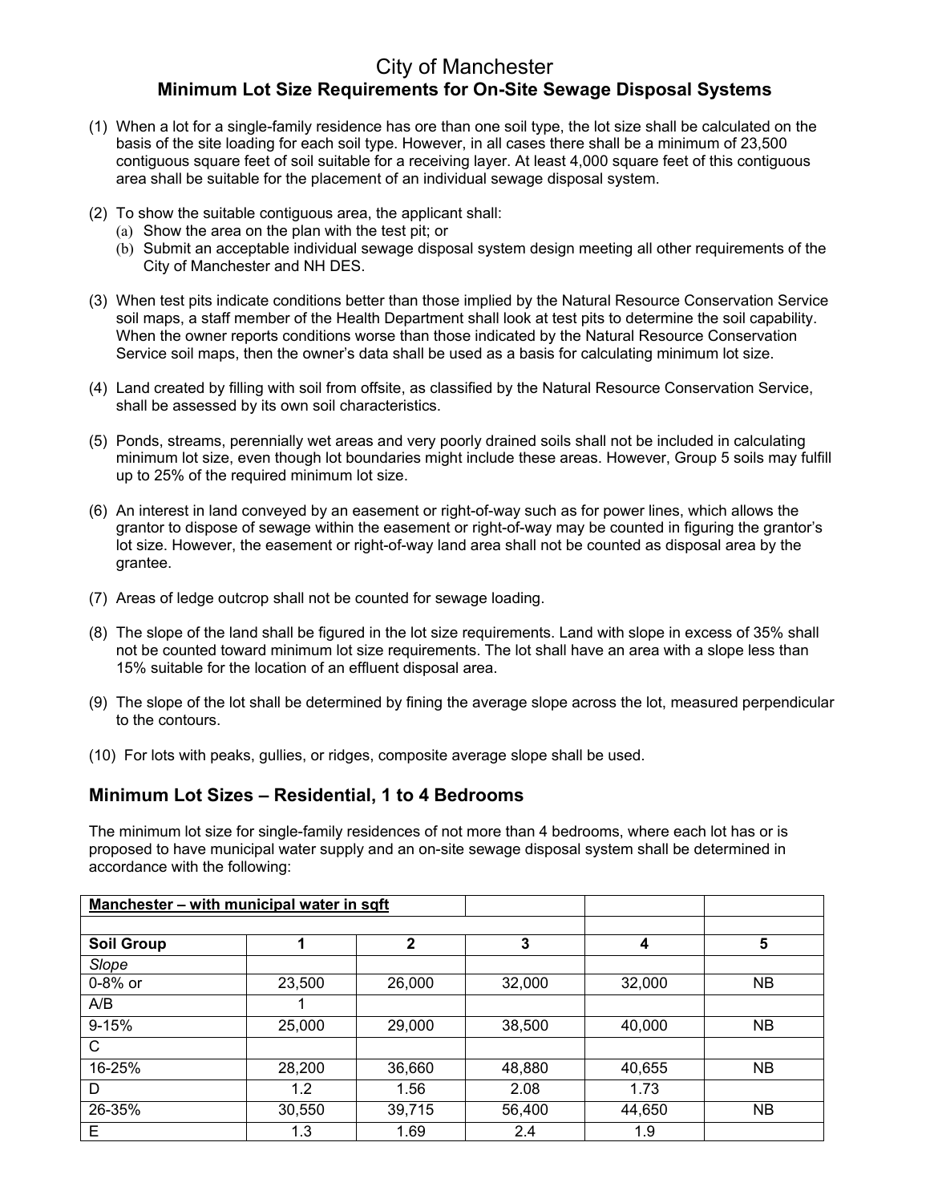# City of Manchester

## Minimum Lot Size Requirements for On-Site Sewage Disposal Systems

(1) When a lot for a single-family residence has ore than one soil type, the lot size shall be calculated on the basis of the site loading for each soil type. However, in all cases there shall be a minimum of 23,500 contiguous square feet of soil suitable for a receiving layer. At least 4,000 square feet of this contiguous area shall be suitable for the placement of an individual sewage disposal system.

(2) To show the suitable contiguous area, the applicant shall:
   (a) Show the area on the plan with the test pit; or
   (b) Submit an acceptable individual sewage disposal system design meeting all other requirements of the City of Manchester and NH DES.

(3) When test pits indicate conditions better than those implied by the Natural Resource Conservation Service soil maps, a staff member of the Health Department shall look at test pits to determine the soil capability. When the owner reports conditions worse than those indicated by the Natural Resource Conservation Service soil maps, then the owner's data shall be used as a basis for calculating minimum lot size.

(4) Land created by filling with soil from offsite, as classified by the Natural Resource Conservation Service, shall be assessed by its own soil characteristics.

(5) Ponds, streams, perennially wet areas and very poorly drained soils shall not be included in calculating minimum lot size, even though lot boundaries might include these areas. However, Group 5 soils may fulfill up to 25% of the required minimum lot size.

(6) An interest in land conveyed by an easement or right-of-way such as for power lines, which allows the grantor to dispose of sewage within the easement or right-of-way may be counted in figuring the grantor's lot size. However, the easement or right-of-way land area shall not be counted as disposal area by the grantee.

(7) Areas of ledge outcrop shall not be counted for sewage loading.

(8) The slope of the land shall be figured in the lot size requirements. Land with slope in excess of 35% shall not be counted toward minimum lot size requirements. The lot shall have an area with a slope less than 15% suitable for the location of an effluent disposal area.

(9) The slope of the lot shall be determined by fining the average slope across the lot, measured perpendicular to the contours.

(10) For lots with peaks, gullies, or ridges, composite average slope shall be used.

## Minimum Lot Sizes – Residential, 1 to 4 Bedrooms

The minimum lot size for single-family residences of not more than 4 bedrooms, where each lot has or is proposed to have municipal water supply and an on-site sewage disposal system shall be determined in accordance with the following:

| **Manchester – with municipal water in sqft** | | | | | |
|---|---|---|---|---|---|
| | | | | | |
| **Soil Group** | **1** | **2** | **3** | **4** | **5** |
| *Slope* | | | | | |
| 0-8% or | 23,500 | 26,000 | 32,000 | 32,000 | NB |
| A/B | 1 | | | | |
| 9-15% | 25,000 | 29,000 | 38,500 | 40,000 | NB |
| C | | | | | |
| 16-25% | 28,200 | 36,660 | 48,880 | 40,655 | NB |
| D | 1.2 | 1.56 | 2.08 | 1.73 | |
| 26-35% | 30,550 | 39,715 | 56,400 | 44,650 | NB |
| E | 1.3 | 1.69 | 2.4 | 1.9 | |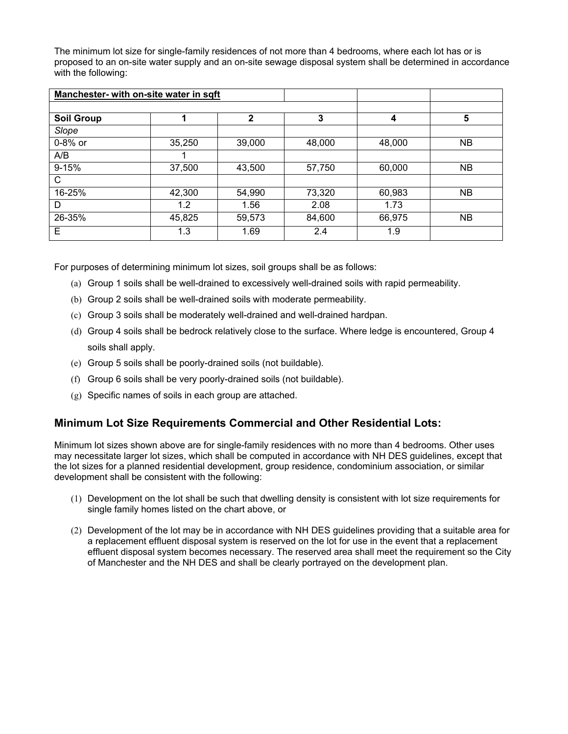The minimum lot size for single-family residences of not more than 4 bedrooms, where each lot has or is proposed to an on-site water supply and an on-site sewage disposal system shall be determined in accordance with the following:

| **Manchester- with on-site water in sqft** | | | | | |
|---|---|---|---|---|---|
| | | | | | |
| **Soil Group** | **1** | **2** | **3** | **4** | **5** |
| *Slope* | | | | | |
| 0-8% or | 35,250 | 39,000 | 48,000 | 48,000 | NB |
| A/B | 1 | | | | |
| 9-15% | 37,500 | 43,500 | 57,750 | 60,000 | NB |
| C | | | | | |
| 16-25% | 42,300 | 54,990 | 73,320 | 60,983 | NB |
| D | 1.2 | 1.56 | 2.08 | 1.73 | |
| 26-35% | 45,825 | 59,573 | 84,600 | 66,975 | NB |
| E | 1.3 | 1.69 | 2.4 | 1.9 | |

For purposes of determining minimum lot sizes, soil groups shall be as follows:

(a) Group 1 soils shall be well-drained to excessively well-drained soils with rapid permeability.

(b) Group 2 soils shall be well-drained soils with moderate permeability.

(c) Group 3 soils shall be moderately well-drained and well-drained hardpan.

(d) Group 4 soils shall be bedrock relatively close to the surface. Where ledge is encountered, Group 4 soils shall apply.

(e) Group 5 soils shall be poorly-drained soils (not buildable).

(f) Group 6 soils shall be very poorly-drained soils (not buildable).

(g) Specific names of soils in each group are attached.

## Minimum Lot Size Requirements Commercial and Other Residential Lots:

Minimum lot sizes shown above are for single-family residences with no more than 4 bedrooms. Other uses may necessitate larger lot sizes, which shall be computed in accordance with NH DES guidelines, except that the lot sizes for a planned residential development, group residence, condominium association, or similar development shall be consistent with the following:

(1) Development on the lot shall be such that dwelling density is consistent with lot size requirements for single family homes listed on the chart above, or

(2) Development of the lot may be in accordance with NH DES guidelines providing that a suitable area for a replacement effluent disposal system is reserved on the lot for use in the event that a replacement effluent disposal system becomes necessary. The reserved area shall meet the requirement so the City of Manchester and the NH DES and shall be clearly portrayed on the development plan.